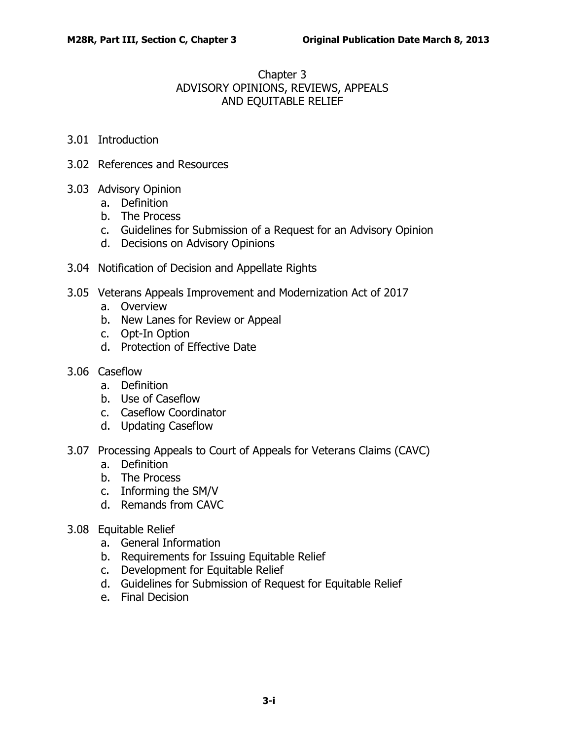# Chapter 3
# ADVISORY OPINIONS, REVIEWS, APPEALS AND EQUITABLE RELIEF

3.01 Introduction

3.02 References and Resources

3.03 Advisory Opinion
- a. Definition
- b. The Process
- c. Guidelines for Submission of a Request for an Advisory Opinion
- d. Decisions on Advisory Opinions

3.04 Notification of Decision and Appellate Rights

3.05 Veterans Appeals Improvement and Modernization Act of 2017
- a. Overview
- b. New Lanes for Review or Appeal
- c. Opt-In Option
- d. Protection of Effective Date

3.06 Caseflow
- a. Definition
- b. Use of Caseflow
- c. Caseflow Coordinator
- d. Updating Caseflow

3.07 Processing Appeals to Court of Appeals for Veterans Claims (CAVC)
- a. Definition
- b. The Process
- c. Informing the SM/V
- d. Remands from CAVC

3.08 Equitable Relief
- a. General Information
- b. Requirements for Issuing Equitable Relief
- c. Development for Equitable Relief
- d. Guidelines for Submission of Request for Equitable Relief
- e. Final Decision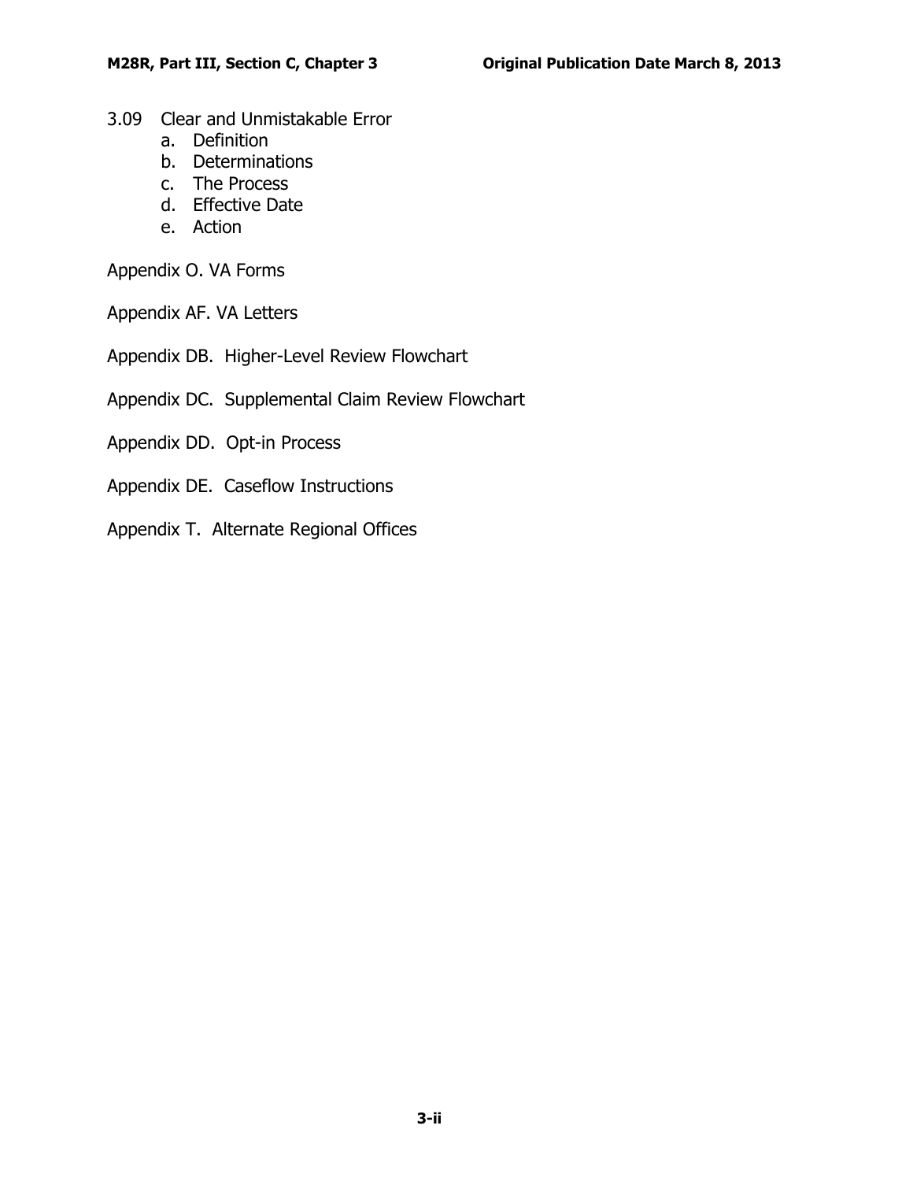3.09 Clear and Unmistakable Error
  a. Definition
  b. Determinations
  c. The Process
  d. Effective Date
  e. Action

Appendix O. VA Forms

Appendix AF. VA Letters

Appendix DB. Higher-Level Review Flowchart

Appendix DC. Supplemental Claim Review Flowchart

Appendix DD. Opt-in Process

Appendix DE. Caseflow Instructions

Appendix T. Alternate Regional Offices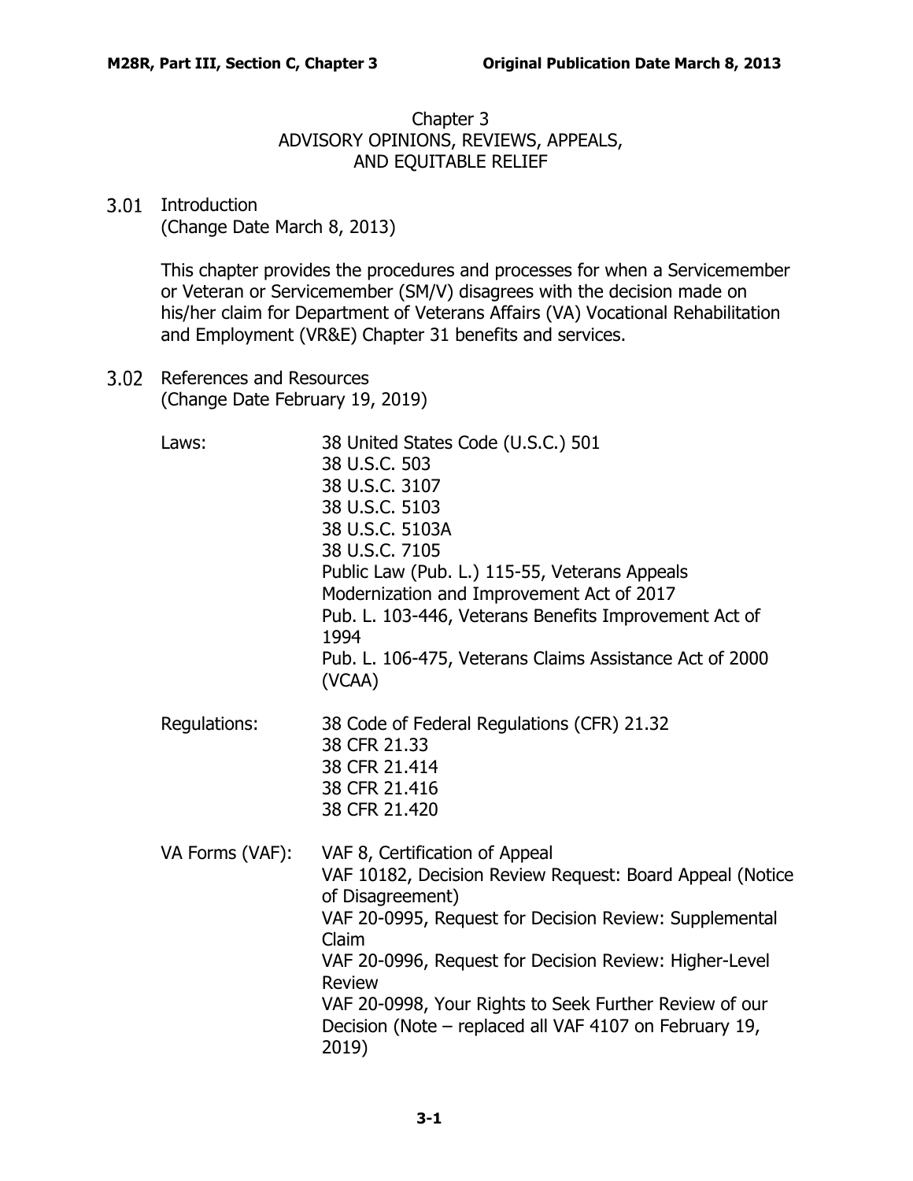# Chapter 3
# ADVISORY OPINIONS, REVIEWS, APPEALS, AND EQUITABLE RELIEF

## 3.01 Introduction
(Change Date March 8, 2013)

This chapter provides the procedures and processes for when a Servicemember or Veteran or Servicemember (SM/V) disagrees with the decision made on his/her claim for Department of Veterans Affairs (VA) Vocational Rehabilitation and Employment (VR&E) Chapter 31 benefits and services.

## 3.02 References and Resources
(Change Date February 19, 2019)

| | |
|---|---|
| Laws: | 38 United States Code (U.S.C.) 501<br>38 U.S.C. 503<br>38 U.S.C. 3107<br>38 U.S.C. 5103<br>38 U.S.C. 5103A<br>38 U.S.C. 7105<br>Public Law (Pub. L.) 115-55, Veterans Appeals Modernization and Improvement Act of 2017<br>Pub. L. 103-446, Veterans Benefits Improvement Act of 1994<br>Pub. L. 106-475, Veterans Claims Assistance Act of 2000 (VCAA) |
| Regulations: | 38 Code of Federal Regulations (CFR) 21.32<br>38 CFR 21.33<br>38 CFR 21.414<br>38 CFR 21.416<br>38 CFR 21.420 |
| VA Forms (VAF): | VAF 8, Certification of Appeal<br>VAF 10182, Decision Review Request: Board Appeal (Notice of Disagreement)<br>VAF 20-0995, Request for Decision Review: Supplemental Claim<br>VAF 20-0996, Request for Decision Review: Higher-Level Review<br>VAF 20-0998, Your Rights to Seek Further Review of our Decision (Note – replaced all VAF 4107 on February 19, 2019) |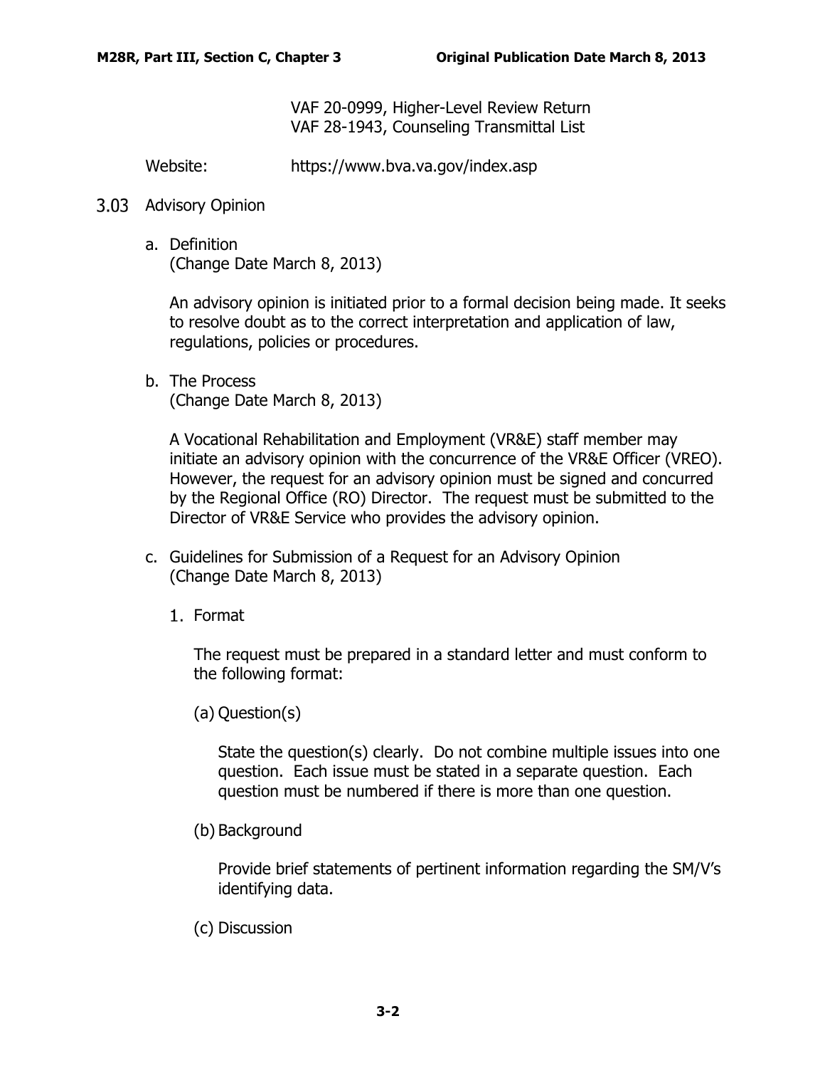VAF 20-0999, Higher-Level Review Return
VAF 28-1943, Counseling Transmittal List

Website: https://www.bva.va.gov/index.asp

## 3.03 Advisory Opinion

### a. Definition
(Change Date March 8, 2013)

An advisory opinion is initiated prior to a formal decision being made. It seeks to resolve doubt as to the correct interpretation and application of law, regulations, policies or procedures.

### b. The Process
(Change Date March 8, 2013)

A Vocational Rehabilitation and Employment (VR&E) staff member may initiate an advisory opinion with the concurrence of the VR&E Officer (VREO). However, the request for an advisory opinion must be signed and concurred by the Regional Office (RO) Director. The request must be submitted to the Director of VR&E Service who provides the advisory opinion.

### c. Guidelines for Submission of a Request for an Advisory Opinion
(Change Date March 8, 2013)

#### 1. Format

The request must be prepared in a standard letter and must conform to the following format:

(a) Question(s)

State the question(s) clearly. Do not combine multiple issues into one question. Each issue must be stated in a separate question. Each question must be numbered if there is more than one question.

(b) Background

Provide brief statements of pertinent information regarding the SM/V's identifying data.

(c) Discussion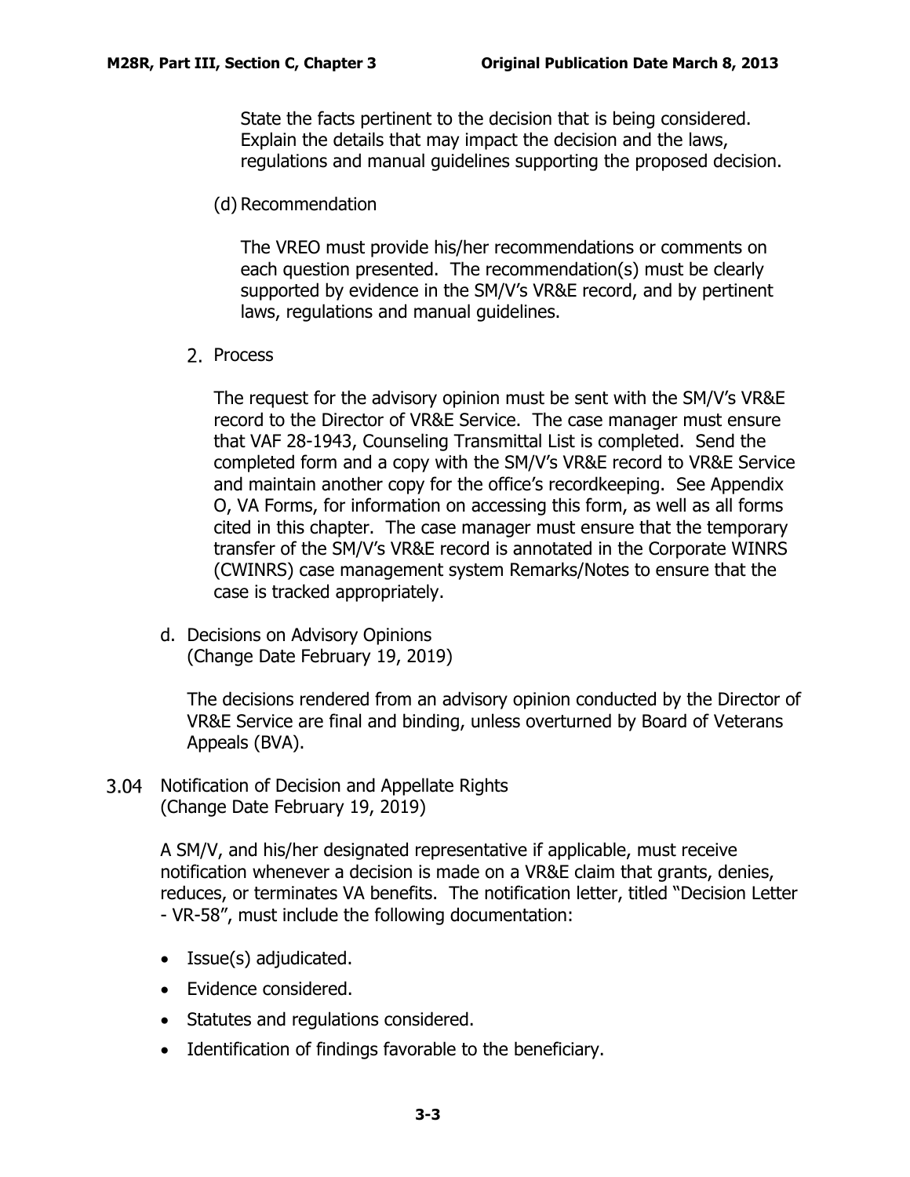State the facts pertinent to the decision that is being considered. Explain the details that may impact the decision and the laws, regulations and manual guidelines supporting the proposed decision.

(d) Recommendation

The VREO must provide his/her recommendations or comments on each question presented. The recommendation(s) must be clearly supported by evidence in the SM/V's VR&E record, and by pertinent laws, regulations and manual guidelines.

2. Process

The request for the advisory opinion must be sent with the SM/V's VR&E record to the Director of VR&E Service. The case manager must ensure that VAF 28-1943, Counseling Transmittal List is completed. Send the completed form and a copy with the SM/V's VR&E record to VR&E Service and maintain another copy for the office's recordkeeping. See Appendix O, VA Forms, for information on accessing this form, as well as all forms cited in this chapter. The case manager must ensure that the temporary transfer of the SM/V's VR&E record is annotated in the Corporate WINRS (CWINRS) case management system Remarks/Notes to ensure that the case is tracked appropriately.

d. Decisions on Advisory Opinions
(Change Date February 19, 2019)

The decisions rendered from an advisory opinion conducted by the Director of VR&E Service are final and binding, unless overturned by Board of Veterans Appeals (BVA).

## 3.04 Notification of Decision and Appellate Rights
(Change Date February 19, 2019)

A SM/V, and his/her designated representative if applicable, must receive notification whenever a decision is made on a VR&E claim that grants, denies, reduces, or terminates VA benefits. The notification letter, titled "Decision Letter - VR-58", must include the following documentation:

- Issue(s) adjudicated.
- Evidence considered.
- Statutes and regulations considered.
- Identification of findings favorable to the beneficiary.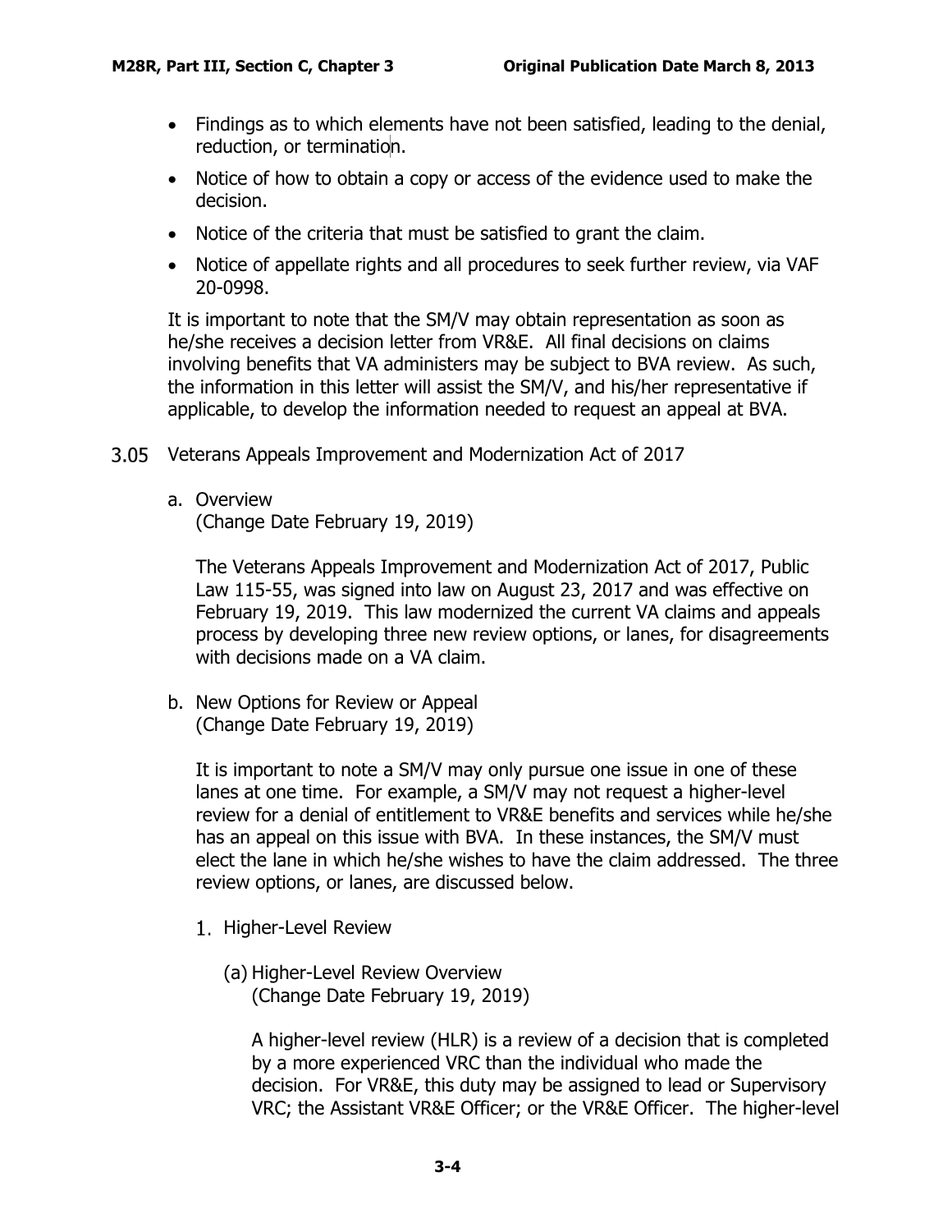- Findings as to which elements have not been satisfied, leading to the denial, reduction, or termination.
- Notice of how to obtain a copy or access of the evidence used to make the decision.
- Notice of the criteria that must be satisfied to grant the claim.
- Notice of appellate rights and all procedures to seek further review, via VAF 20-0998.

It is important to note that the SM/V may obtain representation as soon as he/she receives a decision letter from VR&E. All final decisions on claims involving benefits that VA administers may be subject to BVA review. As such, the information in this letter will assist the SM/V, and his/her representative if applicable, to develop the information needed to request an appeal at BVA.

## 3.05 Veterans Appeals Improvement and Modernization Act of 2017

### a. Overview
(Change Date February 19, 2019)

The Veterans Appeals Improvement and Modernization Act of 2017, Public Law 115-55, was signed into law on August 23, 2017 and was effective on February 19, 2019. This law modernized the current VA claims and appeals process by developing three new review options, or lanes, for disagreements with decisions made on a VA claim.

### b. New Options for Review or Appeal
(Change Date February 19, 2019)

It is important to note a SM/V may only pursue one issue in one of these lanes at one time. For example, a SM/V may not request a higher-level review for a denial of entitlement to VR&E benefits and services while he/she has an appeal on this issue with BVA. In these instances, the SM/V must elect the lane in which he/she wishes to have the claim addressed. The three review options, or lanes, are discussed below.

#### 1. Higher-Level Review

##### (a) Higher-Level Review Overview
(Change Date February 19, 2019)

A higher-level review (HLR) is a review of a decision that is completed by a more experienced VRC than the individual who made the decision. For VR&E, this duty may be assigned to lead or Supervisory VRC; the Assistant VR&E Officer; or the VR&E Officer. The higher-level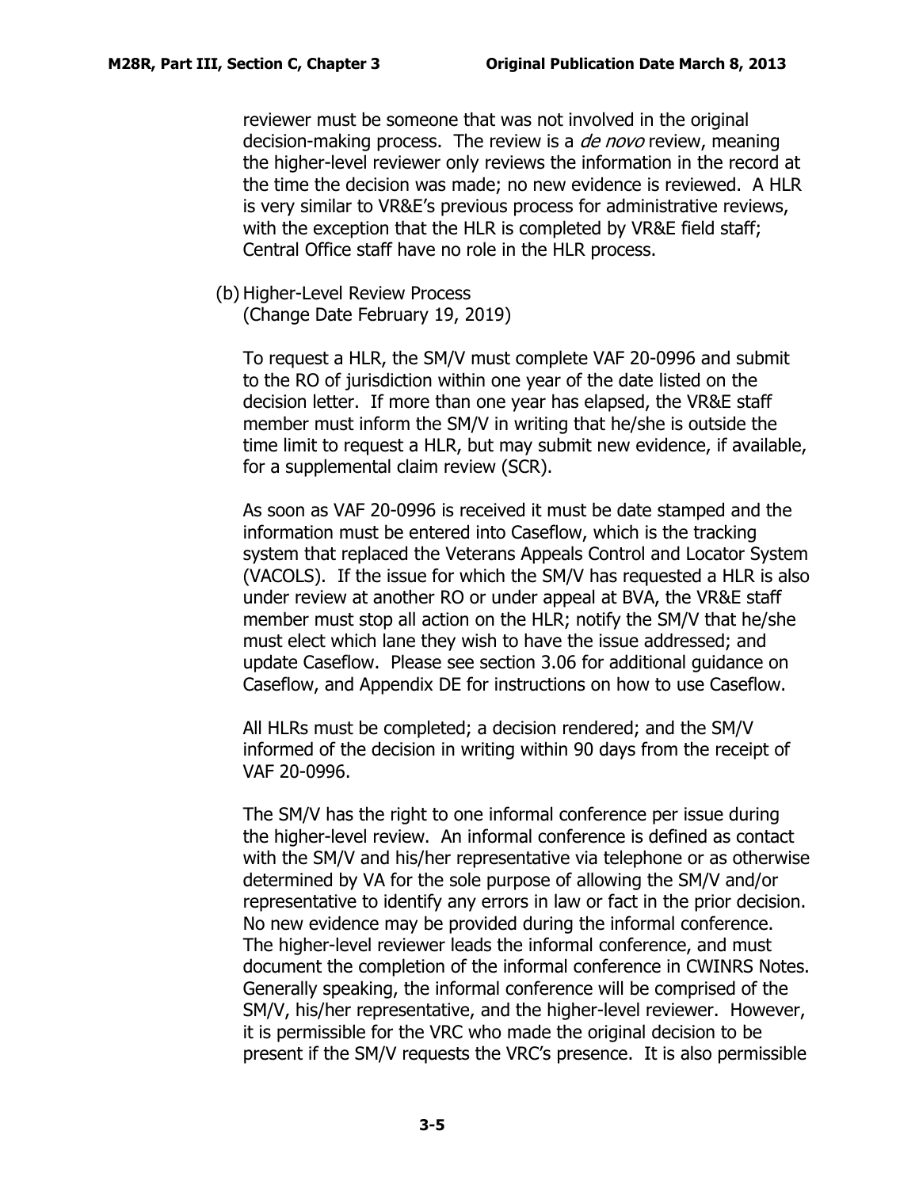reviewer must be someone that was not involved in the original decision-making process. The review is a *de novo* review, meaning the higher-level reviewer only reviews the information in the record at the time the decision was made; no new evidence is reviewed. A HLR is very similar to VR&E's previous process for administrative reviews, with the exception that the HLR is completed by VR&E field staff; Central Office staff have no role in the HLR process.

(b) Higher-Level Review Process
(Change Date February 19, 2019)

To request a HLR, the SM/V must complete VAF 20-0996 and submit to the RO of jurisdiction within one year of the date listed on the decision letter. If more than one year has elapsed, the VR&E staff member must inform the SM/V in writing that he/she is outside the time limit to request a HLR, but may submit new evidence, if available, for a supplemental claim review (SCR).

As soon as VAF 20-0996 is received it must be date stamped and the information must be entered into Caseflow, which is the tracking system that replaced the Veterans Appeals Control and Locator System (VACOLS). If the issue for which the SM/V has requested a HLR is also under review at another RO or under appeal at BVA, the VR&E staff member must stop all action on the HLR; notify the SM/V that he/she must elect which lane they wish to have the issue addressed; and update Caseflow. Please see section 3.06 for additional guidance on Caseflow, and Appendix DE for instructions on how to use Caseflow.

All HLRs must be completed; a decision rendered; and the SM/V informed of the decision in writing within 90 days from the receipt of VAF 20-0996.

The SM/V has the right to one informal conference per issue during the higher-level review. An informal conference is defined as contact with the SM/V and his/her representative via telephone or as otherwise determined by VA for the sole purpose of allowing the SM/V and/or representative to identify any errors in law or fact in the prior decision. No new evidence may be provided during the informal conference. The higher-level reviewer leads the informal conference, and must document the completion of the informal conference in CWINRS Notes. Generally speaking, the informal conference will be comprised of the SM/V, his/her representative, and the higher-level reviewer. However, it is permissible for the VRC who made the original decision to be present if the SM/V requests the VRC's presence. It is also permissible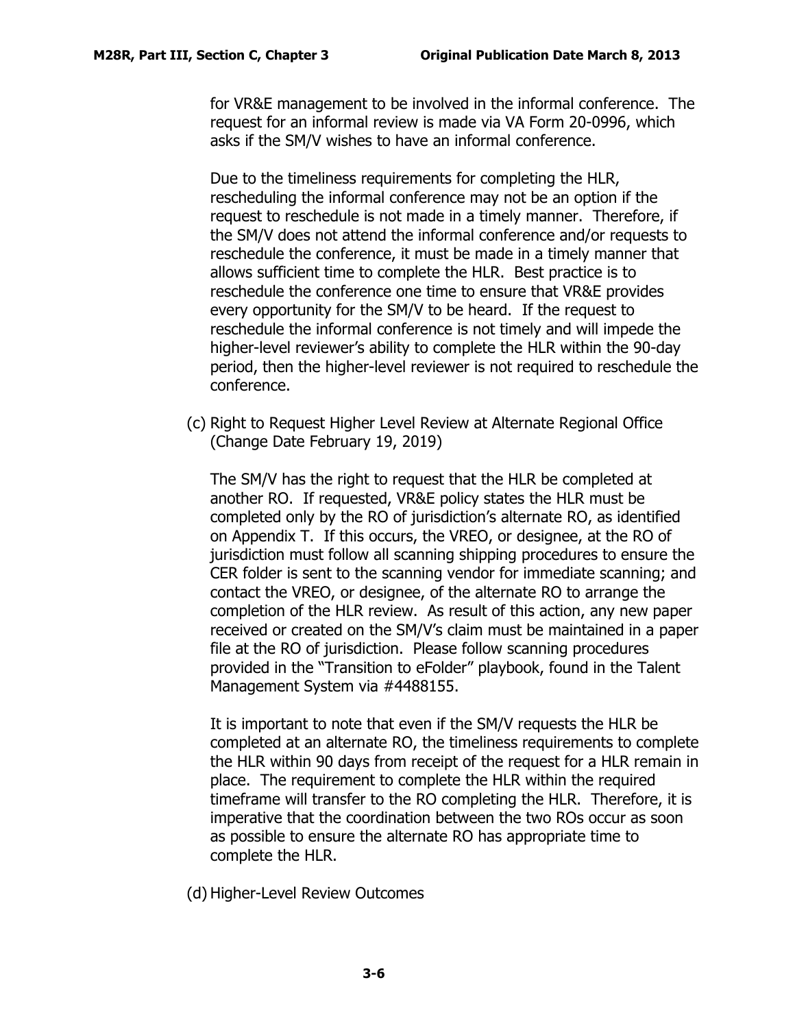for VR&E management to be involved in the informal conference. The request for an informal review is made via VA Form 20-0996, which asks if the SM/V wishes to have an informal conference.

Due to the timeliness requirements for completing the HLR, rescheduling the informal conference may not be an option if the request to reschedule is not made in a timely manner. Therefore, if the SM/V does not attend the informal conference and/or requests to reschedule the conference, it must be made in a timely manner that allows sufficient time to complete the HLR. Best practice is to reschedule the conference one time to ensure that VR&E provides every opportunity for the SM/V to be heard. If the request to reschedule the informal conference is not timely and will impede the higher-level reviewer's ability to complete the HLR within the 90-day period, then the higher-level reviewer is not required to reschedule the conference.

(c) Right to Request Higher Level Review at Alternate Regional Office (Change Date February 19, 2019)

The SM/V has the right to request that the HLR be completed at another RO. If requested, VR&E policy states the HLR must be completed only by the RO of jurisdiction's alternate RO, as identified on Appendix T. If this occurs, the VREO, or designee, at the RO of jurisdiction must follow all scanning shipping procedures to ensure the CER folder is sent to the scanning vendor for immediate scanning; and contact the VREO, or designee, of the alternate RO to arrange the completion of the HLR review. As result of this action, any new paper received or created on the SM/V's claim must be maintained in a paper file at the RO of jurisdiction. Please follow scanning procedures provided in the "Transition to eFolder" playbook, found in the Talent Management System via #4488155.

It is important to note that even if the SM/V requests the HLR be completed at an alternate RO, the timeliness requirements to complete the HLR within 90 days from receipt of the request for a HLR remain in place. The requirement to complete the HLR within the required timeframe will transfer to the RO completing the HLR. Therefore, it is imperative that the coordination between the two ROs occur as soon as possible to ensure the alternate RO has appropriate time to complete the HLR.

(d) Higher-Level Review Outcomes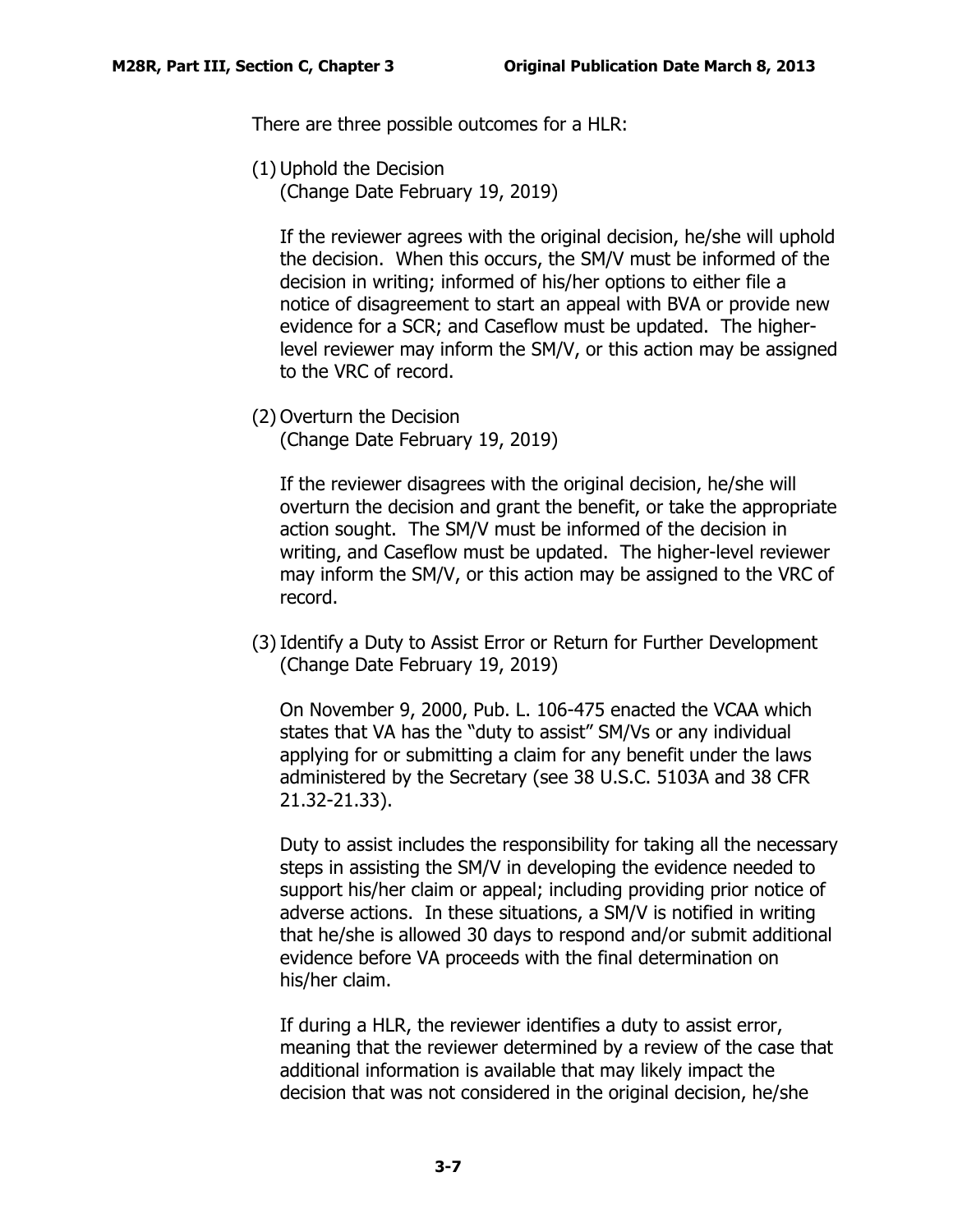There are three possible outcomes for a HLR:

(1) Uphold the Decision
(Change Date February 19, 2019)

If the reviewer agrees with the original decision, he/she will uphold the decision. When this occurs, the SM/V must be informed of the decision in writing; informed of his/her options to either file a notice of disagreement to start an appeal with BVA or provide new evidence for a SCR; and Caseflow must be updated. The higher-level reviewer may inform the SM/V, or this action may be assigned to the VRC of record.

(2) Overturn the Decision
(Change Date February 19, 2019)

If the reviewer disagrees with the original decision, he/she will overturn the decision and grant the benefit, or take the appropriate action sought. The SM/V must be informed of the decision in writing, and Caseflow must be updated. The higher-level reviewer may inform the SM/V, or this action may be assigned to the VRC of record.

(3) Identify a Duty to Assist Error or Return for Further Development
(Change Date February 19, 2019)

On November 9, 2000, Pub. L. 106-475 enacted the VCAA which states that VA has the "duty to assist" SM/Vs or any individual applying for or submitting a claim for any benefit under the laws administered by the Secretary (see 38 U.S.C. 5103A and 38 CFR 21.32-21.33).

Duty to assist includes the responsibility for taking all the necessary steps in assisting the SM/V in developing the evidence needed to support his/her claim or appeal; including providing prior notice of adverse actions. In these situations, a SM/V is notified in writing that he/she is allowed 30 days to respond and/or submit additional evidence before VA proceeds with the final determination on his/her claim.

If during a HLR, the reviewer identifies a duty to assist error, meaning that the reviewer determined by a review of the case that additional information is available that may likely impact the decision that was not considered in the original decision, he/she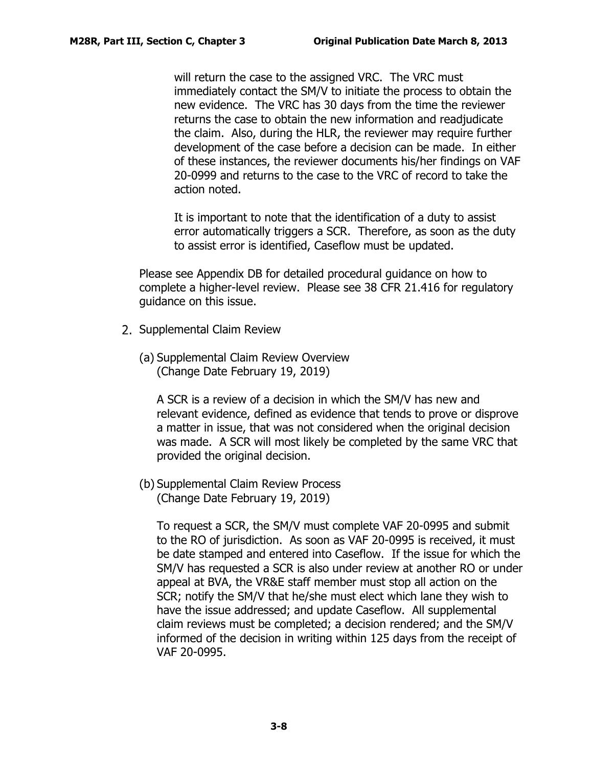will return the case to the assigned VRC. The VRC must immediately contact the SM/V to initiate the process to obtain the new evidence. The VRC has 30 days from the time the reviewer returns the case to obtain the new information and readjudicate the claim. Also, during the HLR, the reviewer may require further development of the case before a decision can be made. In either of these instances, the reviewer documents his/her findings on VAF 20-0999 and returns to the case to the VRC of record to take the action noted.

It is important to note that the identification of a duty to assist error automatically triggers a SCR. Therefore, as soon as the duty to assist error is identified, Caseflow must be updated.

Please see Appendix DB for detailed procedural guidance on how to complete a higher-level review. Please see 38 CFR 21.416 for regulatory guidance on this issue.

2. Supplemental Claim Review

(a) Supplemental Claim Review Overview
(Change Date February 19, 2019)

A SCR is a review of a decision in which the SM/V has new and relevant evidence, defined as evidence that tends to prove or disprove a matter in issue, that was not considered when the original decision was made. A SCR will most likely be completed by the same VRC that provided the original decision.

(b) Supplemental Claim Review Process
(Change Date February 19, 2019)

To request a SCR, the SM/V must complete VAF 20-0995 and submit to the RO of jurisdiction. As soon as VAF 20-0995 is received, it must be date stamped and entered into Caseflow. If the issue for which the SM/V has requested a SCR is also under review at another RO or under appeal at BVA, the VR&E staff member must stop all action on the SCR; notify the SM/V that he/she must elect which lane they wish to have the issue addressed; and update Caseflow. All supplemental claim reviews must be completed; a decision rendered; and the SM/V informed of the decision in writing within 125 days from the receipt of VAF 20-0995.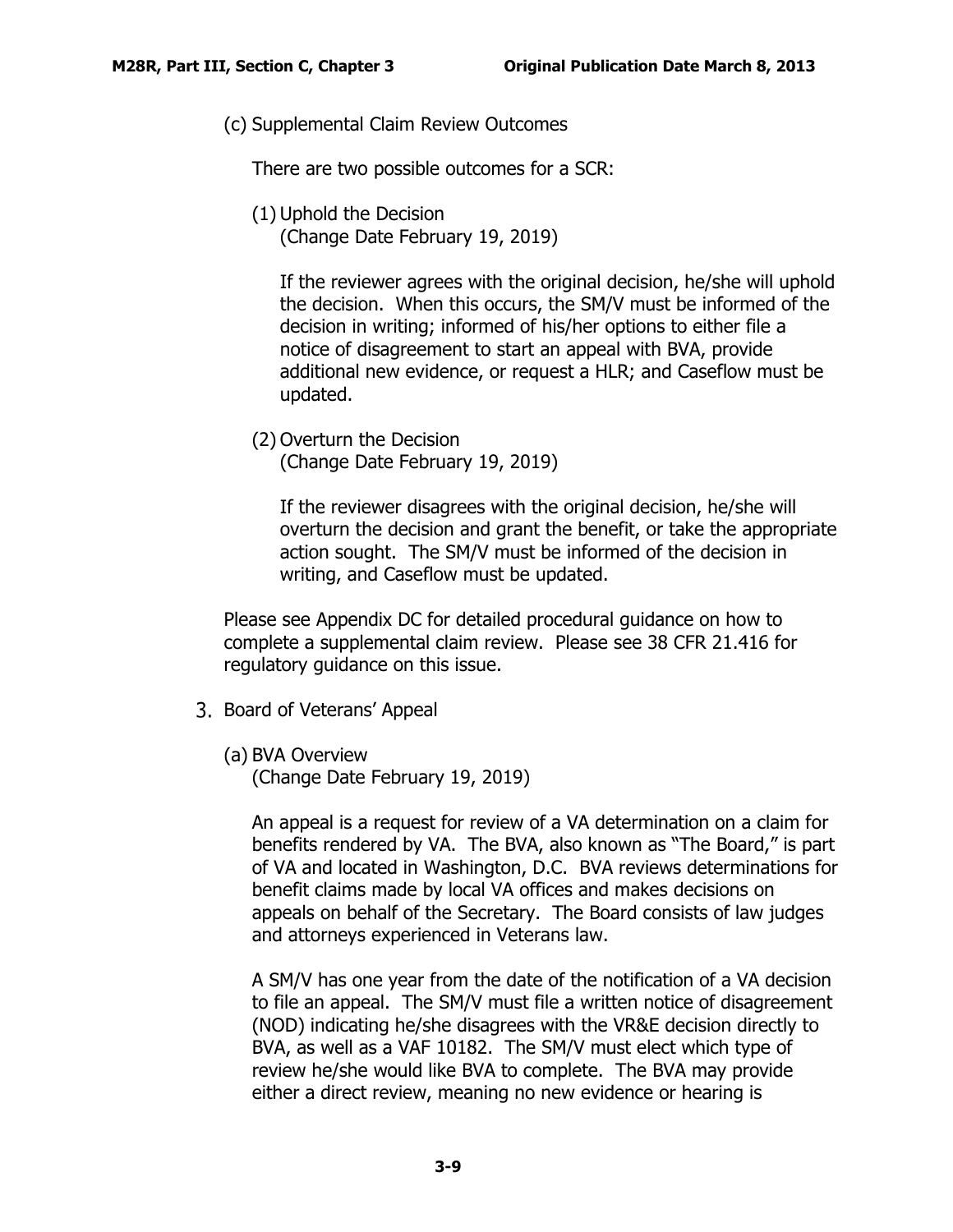(c) Supplemental Claim Review Outcomes

There are two possible outcomes for a SCR:

(1) Uphold the Decision
(Change Date February 19, 2019)

If the reviewer agrees with the original decision, he/she will uphold the decision. When this occurs, the SM/V must be informed of the decision in writing; informed of his/her options to either file a notice of disagreement to start an appeal with BVA, provide additional new evidence, or request a HLR; and Caseflow must be updated.

(2) Overturn the Decision
(Change Date February 19, 2019)

If the reviewer disagrees with the original decision, he/she will overturn the decision and grant the benefit, or take the appropriate action sought. The SM/V must be informed of the decision in writing, and Caseflow must be updated.

Please see Appendix DC for detailed procedural guidance on how to complete a supplemental claim review. Please see 38 CFR 21.416 for regulatory guidance on this issue.

3. Board of Veterans' Appeal

(a) BVA Overview
(Change Date February 19, 2019)

An appeal is a request for review of a VA determination on a claim for benefits rendered by VA. The BVA, also known as "The Board," is part of VA and located in Washington, D.C. BVA reviews determinations for benefit claims made by local VA offices and makes decisions on appeals on behalf of the Secretary. The Board consists of law judges and attorneys experienced in Veterans law.

A SM/V has one year from the date of the notification of a VA decision to file an appeal. The SM/V must file a written notice of disagreement (NOD) indicating he/she disagrees with the VR&E decision directly to BVA, as well as a VAF 10182. The SM/V must elect which type of review he/she would like BVA to complete. The BVA may provide either a direct review, meaning no new evidence or hearing is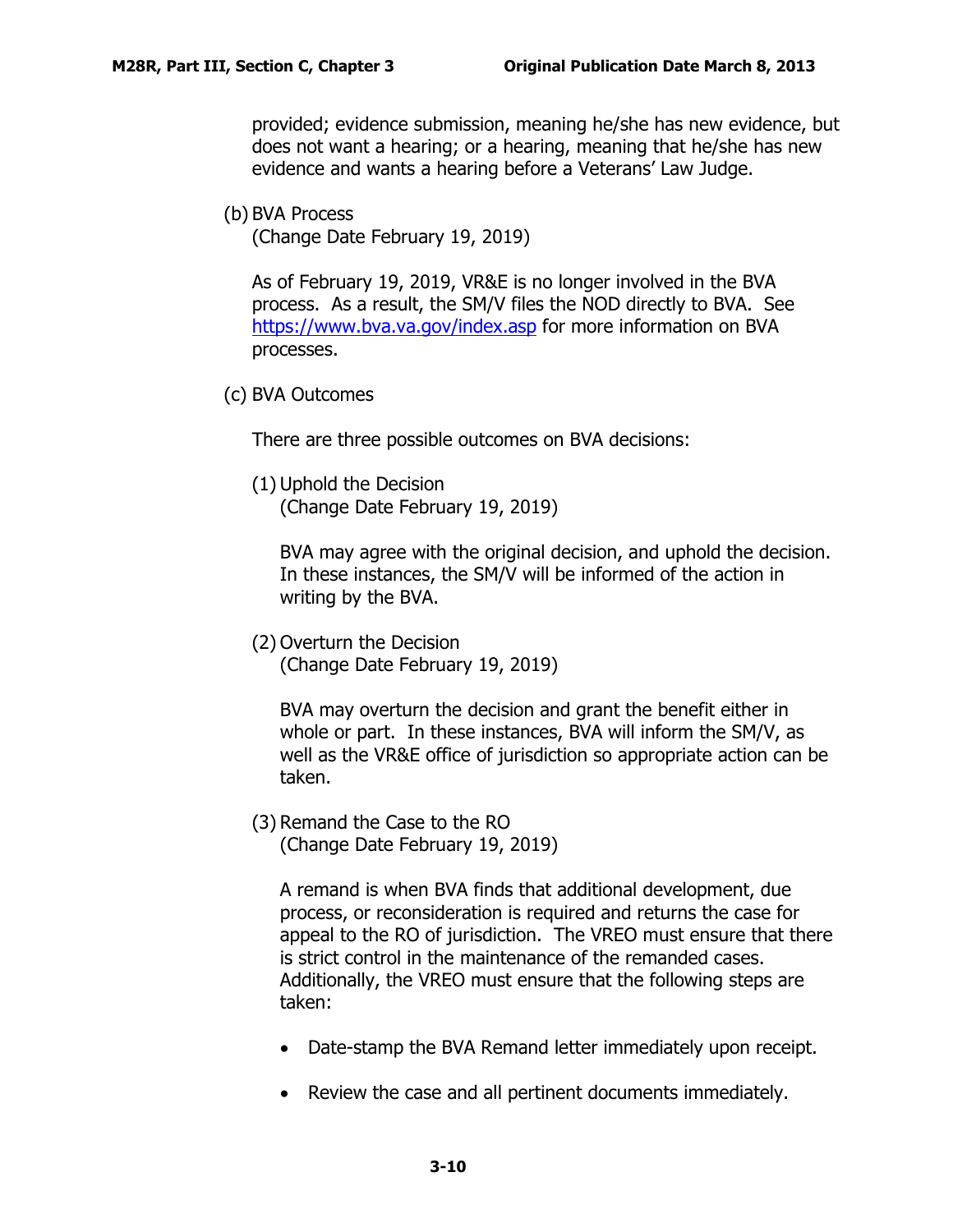provided; evidence submission, meaning he/she has new evidence, but does not want a hearing; or a hearing, meaning that he/she has new evidence and wants a hearing before a Veterans' Law Judge.

(b) BVA Process
(Change Date February 19, 2019)

As of February 19, 2019, VR&E is no longer involved in the BVA process. As a result, the SM/V files the NOD directly to BVA. See https://www.bva.va.gov/index.asp for more information on BVA processes.

(c) BVA Outcomes

There are three possible outcomes on BVA decisions:

(1) Uphold the Decision
(Change Date February 19, 2019)

BVA may agree with the original decision, and uphold the decision. In these instances, the SM/V will be informed of the action in writing by the BVA.

(2) Overturn the Decision
(Change Date February 19, 2019)

BVA may overturn the decision and grant the benefit either in whole or part. In these instances, BVA will inform the SM/V, as well as the VR&E office of jurisdiction so appropriate action can be taken.

(3) Remand the Case to the RO
(Change Date February 19, 2019)

A remand is when BVA finds that additional development, due process, or reconsideration is required and returns the case for appeal to the RO of jurisdiction. The VREO must ensure that there is strict control in the maintenance of the remanded cases. Additionally, the VREO must ensure that the following steps are taken:

- Date-stamp the BVA Remand letter immediately upon receipt.
- Review the case and all pertinent documents immediately.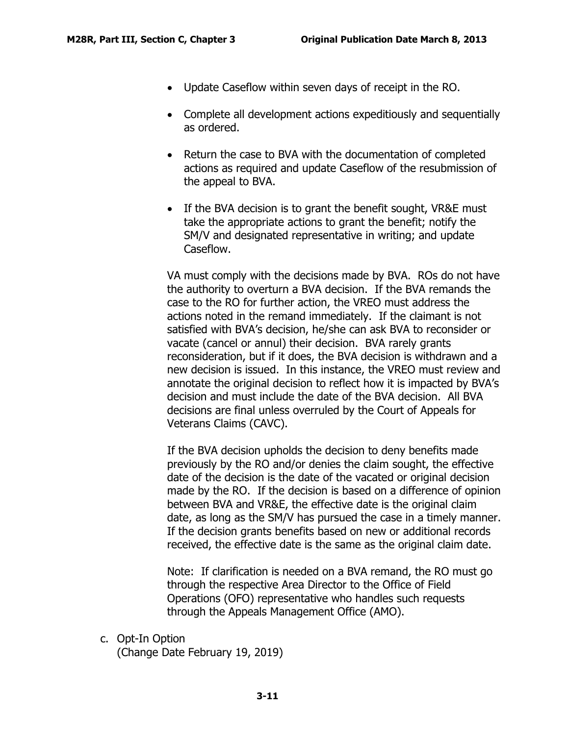- Update Caseflow within seven days of receipt in the RO.
- Complete all development actions expeditiously and sequentially as ordered.
- Return the case to BVA with the documentation of completed actions as required and update Caseflow of the resubmission of the appeal to BVA.
- If the BVA decision is to grant the benefit sought, VR&E must take the appropriate actions to grant the benefit; notify the SM/V and designated representative in writing; and update Caseflow.

VA must comply with the decisions made by BVA. ROs do not have the authority to overturn a BVA decision. If the BVA remands the case to the RO for further action, the VREO must address the actions noted in the remand immediately. If the claimant is not satisfied with BVA's decision, he/she can ask BVA to reconsider or vacate (cancel or annul) their decision. BVA rarely grants reconsideration, but if it does, the BVA decision is withdrawn and a new decision is issued. In this instance, the VREO must review and annotate the original decision to reflect how it is impacted by BVA's decision and must include the date of the BVA decision. All BVA decisions are final unless overruled by the Court of Appeals for Veterans Claims (CAVC).

If the BVA decision upholds the decision to deny benefits made previously by the RO and/or denies the claim sought, the effective date of the decision is the date of the vacated or original decision made by the RO. If the decision is based on a difference of opinion between BVA and VR&E, the effective date is the original claim date, as long as the SM/V has pursued the case in a timely manner. If the decision grants benefits based on new or additional records received, the effective date is the same as the original claim date.

Note: If clarification is needed on a BVA remand, the RO must go through the respective Area Director to the Office of Field Operations (OFO) representative who handles such requests through the Appeals Management Office (AMO).

c. Opt-In Option
(Change Date February 19, 2019)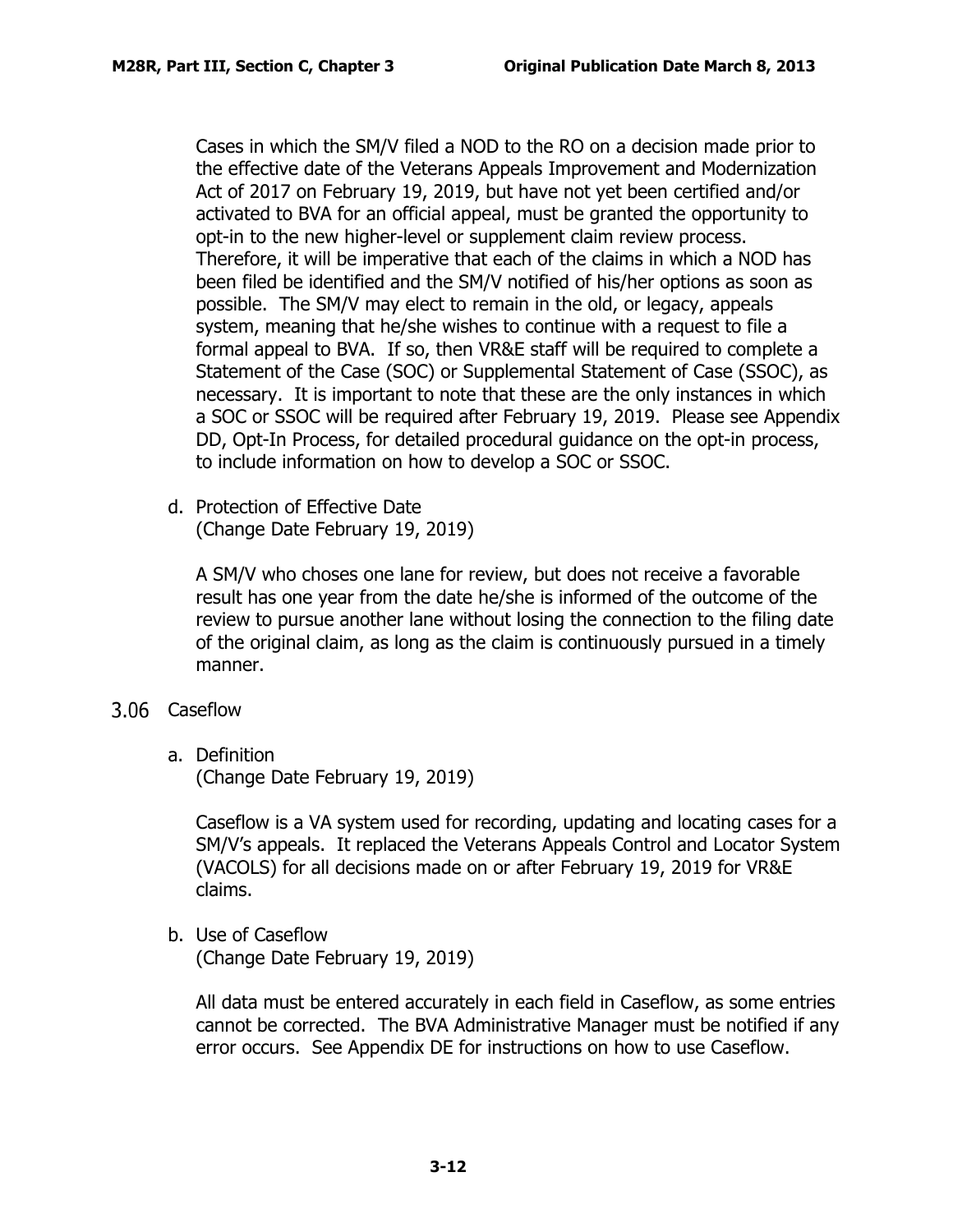Cases in which the SM/V filed a NOD to the RO on a decision made prior to the effective date of the Veterans Appeals Improvement and Modernization Act of 2017 on February 19, 2019, but have not yet been certified and/or activated to BVA for an official appeal, must be granted the opportunity to opt-in to the new higher-level or supplement claim review process. Therefore, it will be imperative that each of the claims in which a NOD has been filed be identified and the SM/V notified of his/her options as soon as possible. The SM/V may elect to remain in the old, or legacy, appeals system, meaning that he/she wishes to continue with a request to file a formal appeal to BVA. If so, then VR&E staff will be required to complete a Statement of the Case (SOC) or Supplemental Statement of Case (SSOC), as necessary. It is important to note that these are the only instances in which a SOC or SSOC will be required after February 19, 2019. Please see Appendix DD, Opt-In Process, for detailed procedural guidance on the opt-in process, to include information on how to develop a SOC or SSOC.

d. Protection of Effective Date
(Change Date February 19, 2019)

A SM/V who choses one lane for review, but does not receive a favorable result has one year from the date he/she is informed of the outcome of the review to pursue another lane without losing the connection to the filing date of the original claim, as long as the claim is continuously pursued in a timely manner.

## 3.06 Caseflow

a. Definition
(Change Date February 19, 2019)

Caseflow is a VA system used for recording, updating and locating cases for a SM/V's appeals. It replaced the Veterans Appeals Control and Locator System (VACOLS) for all decisions made on or after February 19, 2019 for VR&E claims.

b. Use of Caseflow
(Change Date February 19, 2019)

All data must be entered accurately in each field in Caseflow, as some entries cannot be corrected. The BVA Administrative Manager must be notified if any error occurs. See Appendix DE for instructions on how to use Caseflow.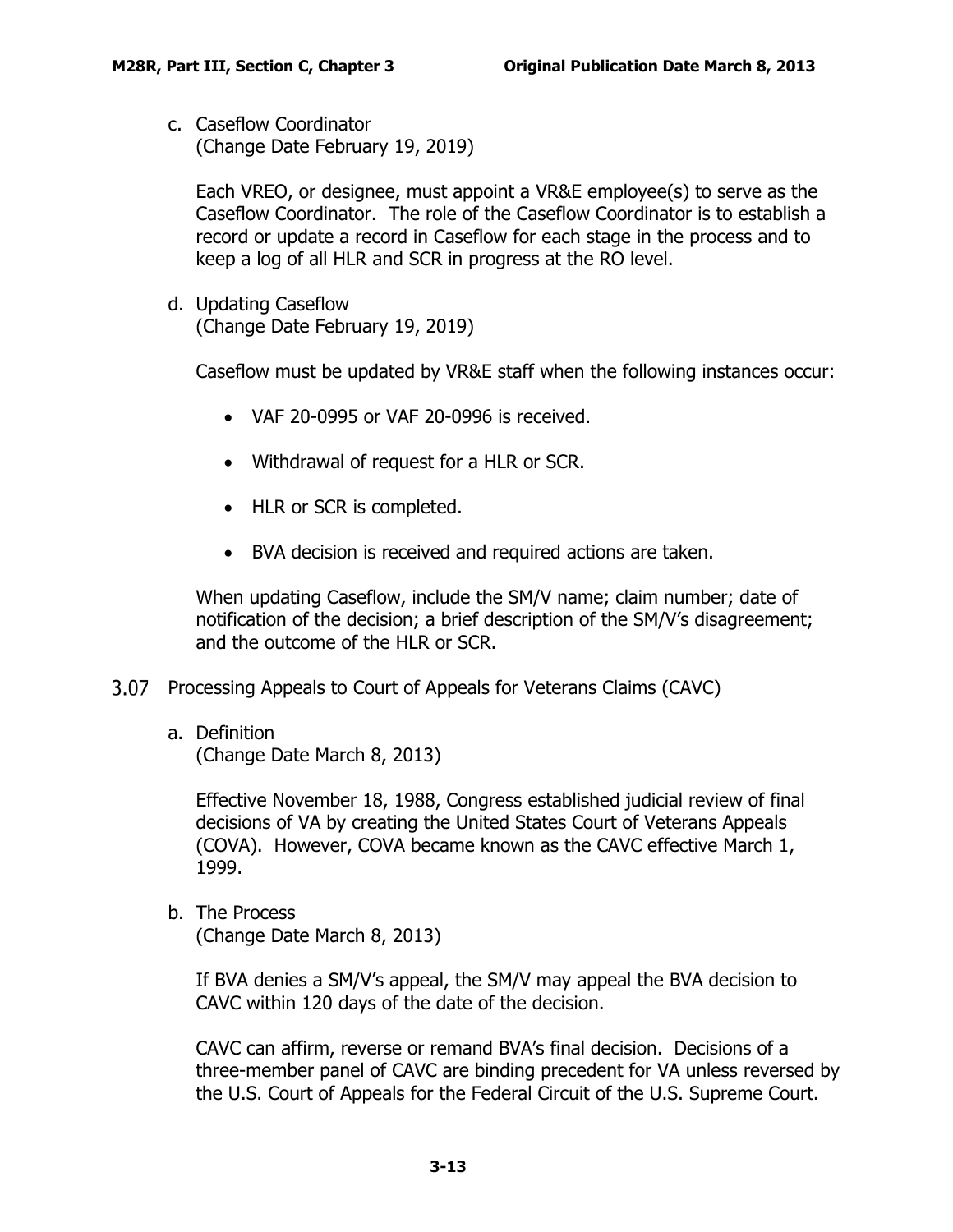c. Caseflow Coordinator
   (Change Date February 19, 2019)

   Each VREO, or designee, must appoint a VR&E employee(s) to serve as the Caseflow Coordinator. The role of the Caseflow Coordinator is to establish a record or update a record in Caseflow for each stage in the process and to keep a log of all HLR and SCR in progress at the RO level.

d. Updating Caseflow
   (Change Date February 19, 2019)

   Caseflow must be updated by VR&E staff when the following instances occur:

   - VAF 20-0995 or VAF 20-0996 is received.
   - Withdrawal of request for a HLR or SCR.
   - HLR or SCR is completed.
   - BVA decision is received and required actions are taken.

   When updating Caseflow, include the SM/V name; claim number; date of notification of the decision; a brief description of the SM/V's disagreement; and the outcome of the HLR or SCR.

## 3.07 Processing Appeals to Court of Appeals for Veterans Claims (CAVC)

a. Definition
   (Change Date March 8, 2013)

   Effective November 18, 1988, Congress established judicial review of final decisions of VA by creating the United States Court of Veterans Appeals (COVA). However, COVA became known as the CAVC effective March 1, 1999.

b. The Process
   (Change Date March 8, 2013)

   If BVA denies a SM/V's appeal, the SM/V may appeal the BVA decision to CAVC within 120 days of the date of the decision.

   CAVC can affirm, reverse or remand BVA's final decision. Decisions of a three-member panel of CAVC are binding precedent for VA unless reversed by the U.S. Court of Appeals for the Federal Circuit of the U.S. Supreme Court.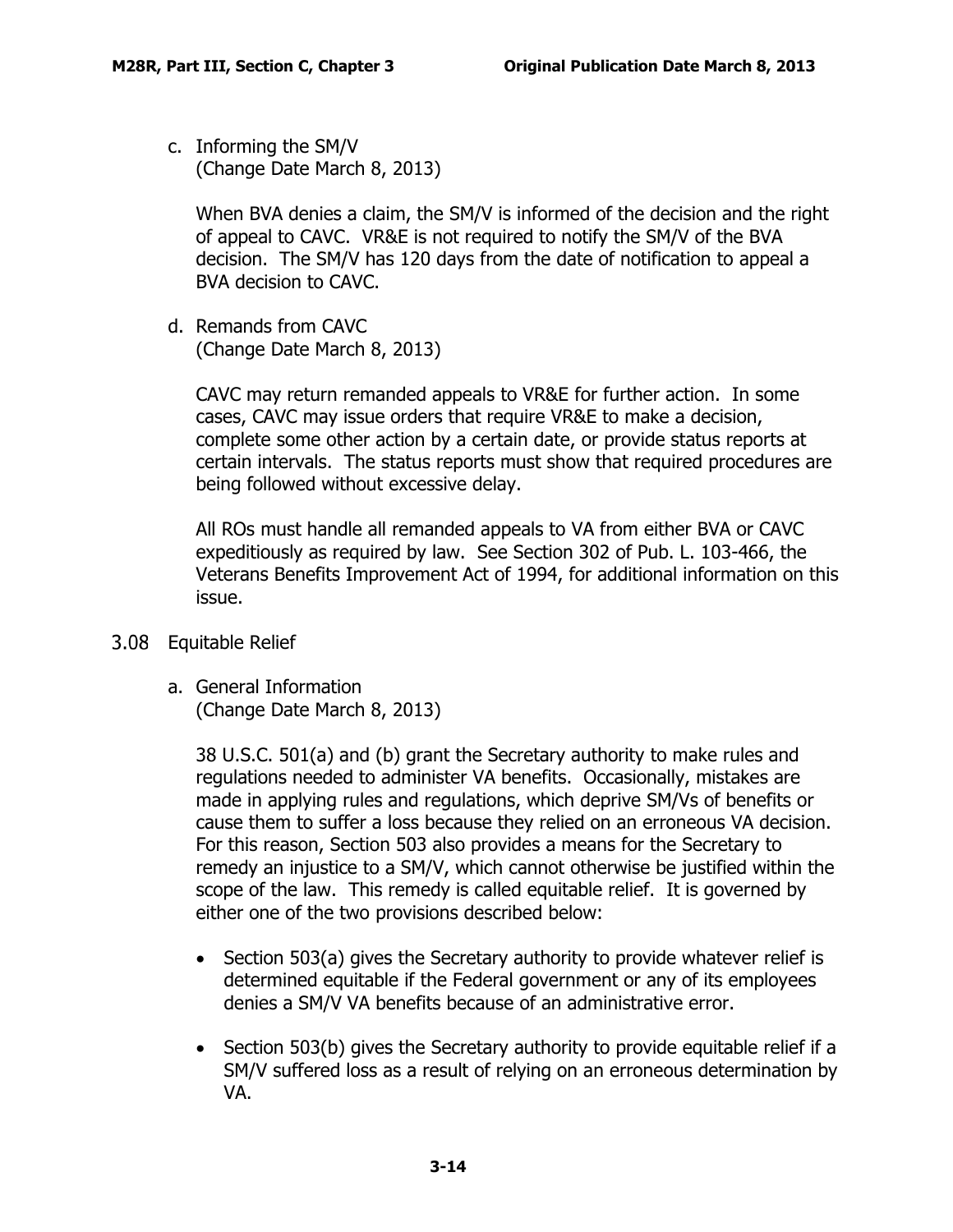c. Informing the SM/V
(Change Date March 8, 2013)

When BVA denies a claim, the SM/V is informed of the decision and the right of appeal to CAVC. VR&E is not required to notify the SM/V of the BVA decision. The SM/V has 120 days from the date of notification to appeal a BVA decision to CAVC.

d. Remands from CAVC
(Change Date March 8, 2013)

CAVC may return remanded appeals to VR&E for further action. In some cases, CAVC may issue orders that require VR&E to make a decision, complete some other action by a certain date, or provide status reports at certain intervals. The status reports must show that required procedures are being followed without excessive delay.

All ROs must handle all remanded appeals to VA from either BVA or CAVC expeditiously as required by law. See Section 302 of Pub. L. 103-466, the Veterans Benefits Improvement Act of 1994, for additional information on this issue.

## 3.08 Equitable Relief

a. General Information
(Change Date March 8, 2013)

38 U.S.C. 501(a) and (b) grant the Secretary authority to make rules and regulations needed to administer VA benefits. Occasionally, mistakes are made in applying rules and regulations, which deprive SM/Vs of benefits or cause them to suffer a loss because they relied on an erroneous VA decision. For this reason, Section 503 also provides a means for the Secretary to remedy an injustice to a SM/V, which cannot otherwise be justified within the scope of the law. This remedy is called equitable relief. It is governed by either one of the two provisions described below:

- Section 503(a) gives the Secretary authority to provide whatever relief is determined equitable if the Federal government or any of its employees denies a SM/V VA benefits because of an administrative error.
- Section 503(b) gives the Secretary authority to provide equitable relief if a SM/V suffered loss as a result of relying on an erroneous determination by VA.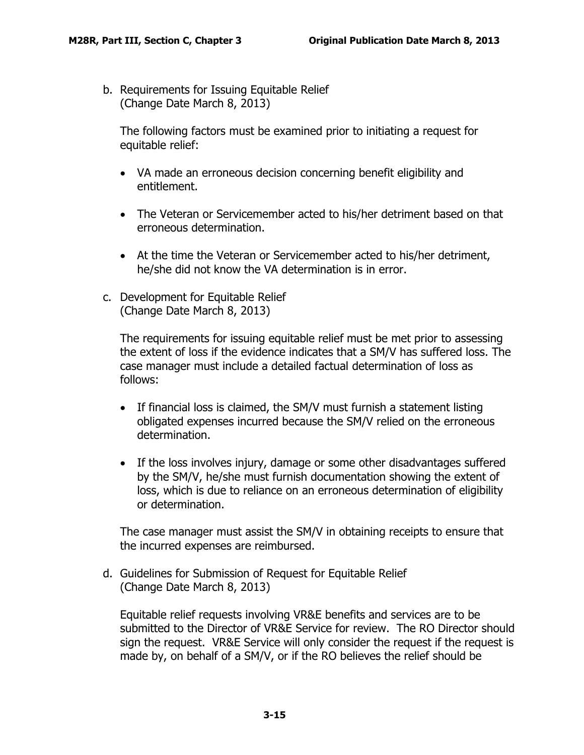b. Requirements for Issuing Equitable Relief
(Change Date March 8, 2013)

The following factors must be examined prior to initiating a request for equitable relief:

- VA made an erroneous decision concerning benefit eligibility and entitlement.
- The Veteran or Servicemember acted to his/her detriment based on that erroneous determination.
- At the time the Veteran or Servicemember acted to his/her detriment, he/she did not know the VA determination is in error.

c. Development for Equitable Relief
(Change Date March 8, 2013)

The requirements for issuing equitable relief must be met prior to assessing the extent of loss if the evidence indicates that a SM/V has suffered loss. The case manager must include a detailed factual determination of loss as follows:

- If financial loss is claimed, the SM/V must furnish a statement listing obligated expenses incurred because the SM/V relied on the erroneous determination.
- If the loss involves injury, damage or some other disadvantages suffered by the SM/V, he/she must furnish documentation showing the extent of loss, which is due to reliance on an erroneous determination of eligibility or determination.

The case manager must assist the SM/V in obtaining receipts to ensure that the incurred expenses are reimbursed.

d. Guidelines for Submission of Request for Equitable Relief
(Change Date March 8, 2013)

Equitable relief requests involving VR&E benefits and services are to be submitted to the Director of VR&E Service for review. The RO Director should sign the request. VR&E Service will only consider the request if the request is made by, on behalf of a SM/V, or if the RO believes the relief should be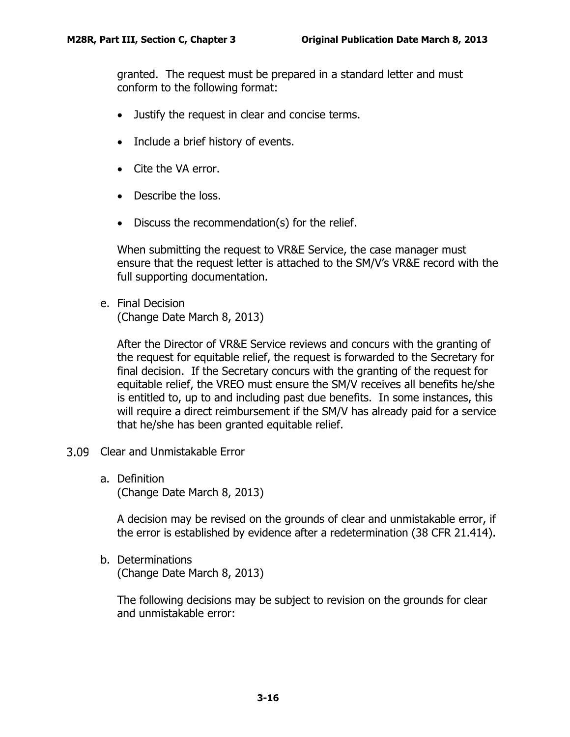granted. The request must be prepared in a standard letter and must conform to the following format:

- Justify the request in clear and concise terms.
- Include a brief history of events.
- Cite the VA error.
- Describe the loss.
- Discuss the recommendation(s) for the relief.

When submitting the request to VR&E Service, the case manager must ensure that the request letter is attached to the SM/V's VR&E record with the full supporting documentation.

e. Final Decision
(Change Date March 8, 2013)

After the Director of VR&E Service reviews and concurs with the granting of the request for equitable relief, the request is forwarded to the Secretary for final decision. If the Secretary concurs with the granting of the request for equitable relief, the VREO must ensure the SM/V receives all benefits he/she is entitled to, up to and including past due benefits. In some instances, this will require a direct reimbursement if the SM/V has already paid for a service that he/she has been granted equitable relief.

## 3.09 Clear and Unmistakable Error

a. Definition
(Change Date March 8, 2013)

A decision may be revised on the grounds of clear and unmistakable error, if the error is established by evidence after a redetermination (38 CFR 21.414).

b. Determinations
(Change Date March 8, 2013)

The following decisions may be subject to revision on the grounds for clear and unmistakable error: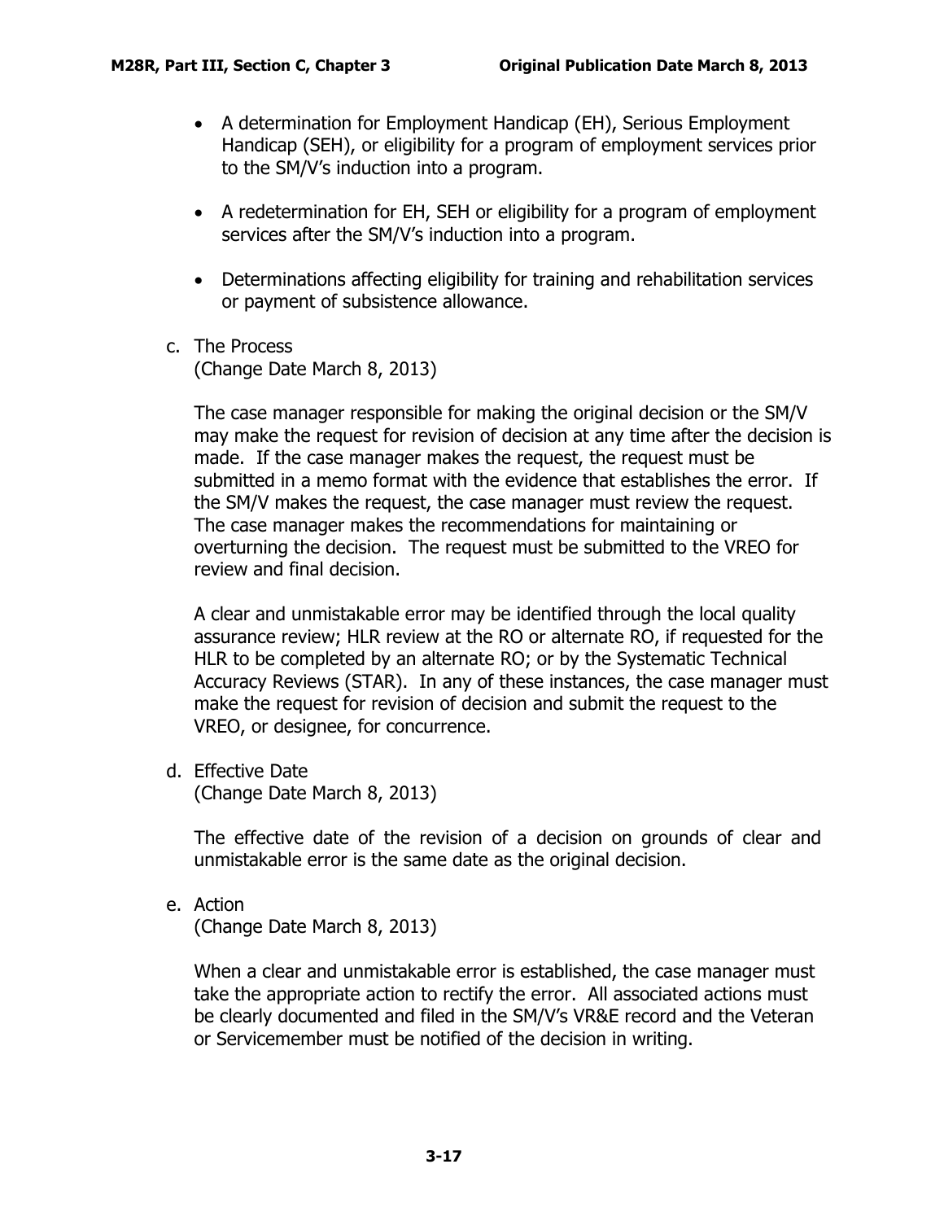- A determination for Employment Handicap (EH), Serious Employment Handicap (SEH), or eligibility for a program of employment services prior to the SM/V's induction into a program.

- A redetermination for EH, SEH or eligibility for a program of employment services after the SM/V's induction into a program.

- Determinations affecting eligibility for training and rehabilitation services or payment of subsistence allowance.

c. The Process
(Change Date March 8, 2013)

The case manager responsible for making the original decision or the SM/V may make the request for revision of decision at any time after the decision is made. If the case manager makes the request, the request must be submitted in a memo format with the evidence that establishes the error. If the SM/V makes the request, the case manager must review the request. The case manager makes the recommendations for maintaining or overturning the decision. The request must be submitted to the VREO for review and final decision.

A clear and unmistakable error may be identified through the local quality assurance review; HLR review at the RO or alternate RO, if requested for the HLR to be completed by an alternate RO; or by the Systematic Technical Accuracy Reviews (STAR). In any of these instances, the case manager must make the request for revision of decision and submit the request to the VREO, or designee, for concurrence.

d. Effective Date
(Change Date March 8, 2013)

The effective date of the revision of a decision on grounds of clear and unmistakable error is the same date as the original decision.

e. Action
(Change Date March 8, 2013)

When a clear and unmistakable error is established, the case manager must take the appropriate action to rectify the error. All associated actions must be clearly documented and filed in the SM/V's VR&E record and the Veteran or Servicemember must be notified of the decision in writing.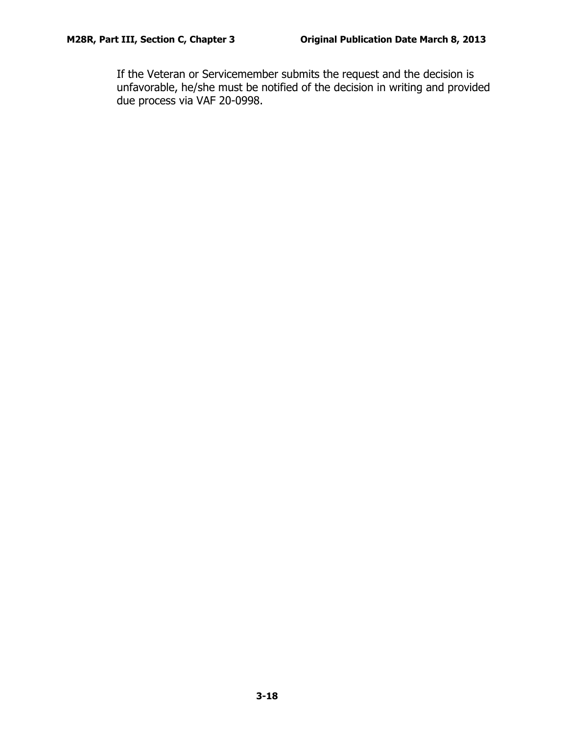If the Veteran or Servicemember submits the request and the decision is unfavorable, he/she must be notified of the decision in writing and provided due process via VAF 20-0998.